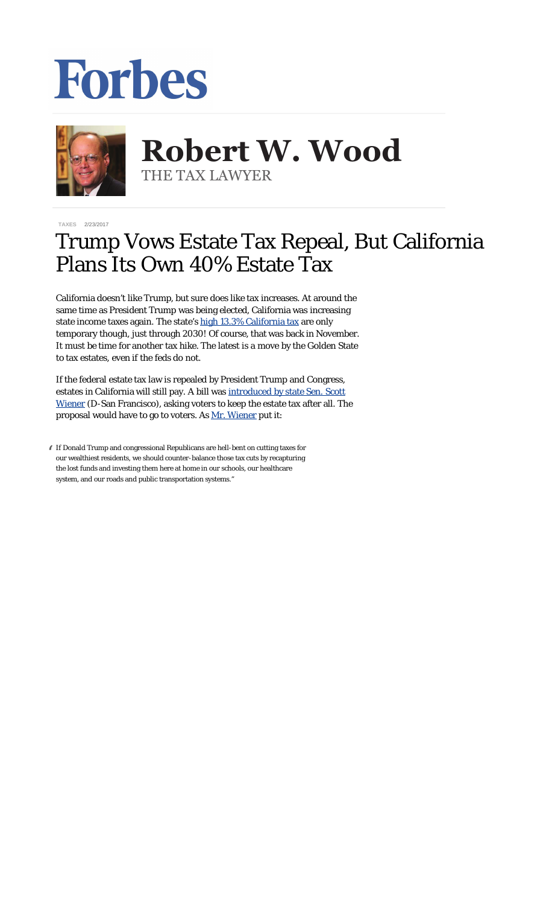Forbes

# Robert W. Wood

THE TAX LAWYER

TAXES 2/23/2017

# Trump Vows Estate Tax Repeal, But California Plans Its Own 40% Estate Tax

California doesn't like Trump, but sure does like tax increases. At around the same time as President Trump was being elected, California was increasing state income taxes again. The state's high 13.3% California tax are only temporary though, just through 2030! Of course, that was back in November. It must be time for another tax hike. The latest is a move by the Golden State to tax estates, even if the feds do not.

If the federal estate tax law is repealed by President Trump and Congress, estates in California will still pay. A bill was introduced by state Sen. Scott Wiener (D-San Francisco), asking voters to keep the estate tax after all. The proposal would have to go to voters. As Mr. Wiener put it:

> If Donald Trump and congressional Republicans are hell-bent on cutting taxes for our wealthiest residents, we should counter-balance those tax cuts by recapturing the lost funds and investing them here at home in our schools, our healthcare system, and our roads and public transportation systems."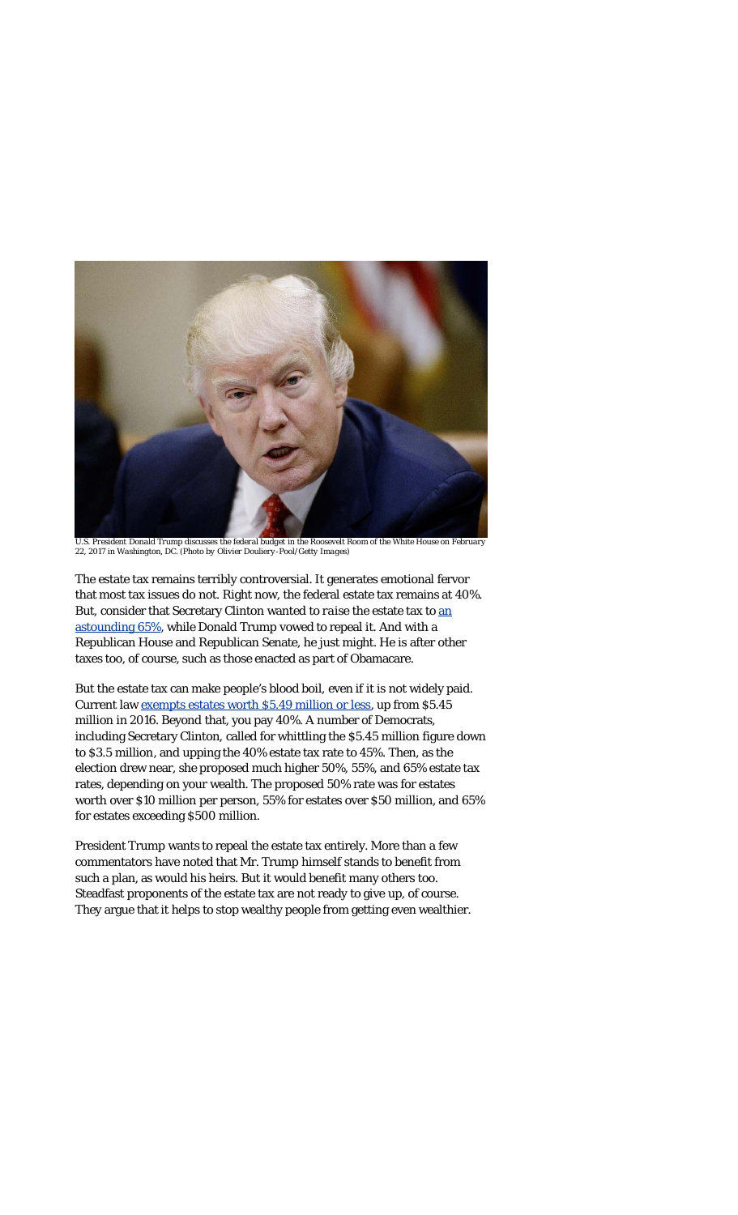U.S. President Donald Trump discusses the federal budget in the Roosevelt Room of the White House on February 22, 2017 in Washington, DC. (Photo by Olivier Douliery-Pool/Getty Images)

The estate tax remains terribly controversial. It generates emotional fervor that most tax issues do not. Right now, the federal estate tax remains at 40%. But, consider that Secretary Clinton wanted to *raise* the estate tax to an astounding 65%, while Donald Trump vowed to repeal it. And with a Republican House and Republican Senate, he just might. He is after other taxes too, of course, such as those enacted as part of Obamacare.

But the estate tax can make people's blood boil, even if it is not widely paid. Current law exempts estates worth $5.49 million or less, up from $5.45 million in 2016. Beyond that, you pay 40%. A number of Democrats, including Secretary Clinton, called for whittling the $5.45 million figure down to $3.5 million, and upping the 40% estate tax rate to 45%. Then, as the election drew near, she proposed much higher 50%, 55%, and 65% estate tax rates, depending on your wealth. The proposed 50% rate was for estates worth over $10 million per person, 55% for estates over $50 million, and 65% for estates exceeding $500 million.

President Trump wants to repeal the estate tax entirely. More than a few commentators have noted that Mr. Trump himself stands to benefit from such a plan, as would his heirs. But it would benefit many others too. Steadfast proponents of the estate tax are not ready to give up, of course. They argue that it helps to stop wealthy people from getting even wealthier.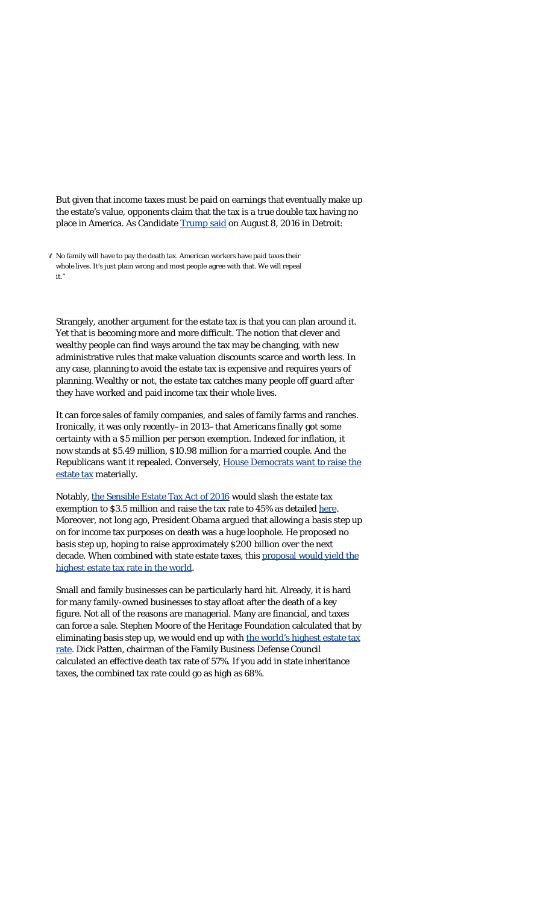But given that income taxes must be paid on earnings that eventually make up the estate's value, opponents claim that the tax is a true double tax having no place in America. As Candidate Trump said on August 8, 2016 in Detroit:

> "No family will have to pay the death tax. American workers have paid taxes their whole lives. It's just plain wrong and most people agree with that. We will repeal it."

Strangely, another argument for the estate tax is that you can plan around it. Yet that is becoming more and more difficult. The notion that clever and wealthy people can find ways around the tax may be changing, with new administrative rules that make valuation discounts scarce and worth less. In any case, planning to avoid the estate tax is expensive and requires years of planning. Wealthy or not, the estate tax catches many people off guard after they have worked and paid income tax their whole lives.

It can force sales of family companies, and sales of family farms and ranches. Ironically, it was only recently–in 2013–that Americans finally got some certainty with a $5 million per person exemption. Indexed for inflation, it now stands at $5.49 million, $10.98 million for a married couple. And the Republicans want it repealed. Conversely, House Democrats want to raise the estate tax materially.

Notably, the Sensible Estate Tax Act of 2016 would slash the estate tax exemption to $3.5 million and raise the tax rate to 45% as detailed here. Moreover, not long ago, President Obama argued that allowing a basis step up on for income tax purposes on death was a huge loophole. He proposed no basis step up, hoping to raise approximately $200 billion over the next decade. When combined with state estate taxes, this proposal would yield the highest estate tax rate in the world.

Small and family businesses can be particularly hard hit. Already, it is hard for many family-owned businesses to stay afloat after the death of a key figure. Not all of the reasons are managerial. Many are financial, and taxes can force a sale. Stephen Moore of the Heritage Foundation calculated that by eliminating basis step up, we would end up with the world's highest estate tax rate. Dick Patten, chairman of the Family Business Defense Council calculated an effective death tax rate of 57%. If you add in state inheritance taxes, the combined tax rate could go as high as 68%.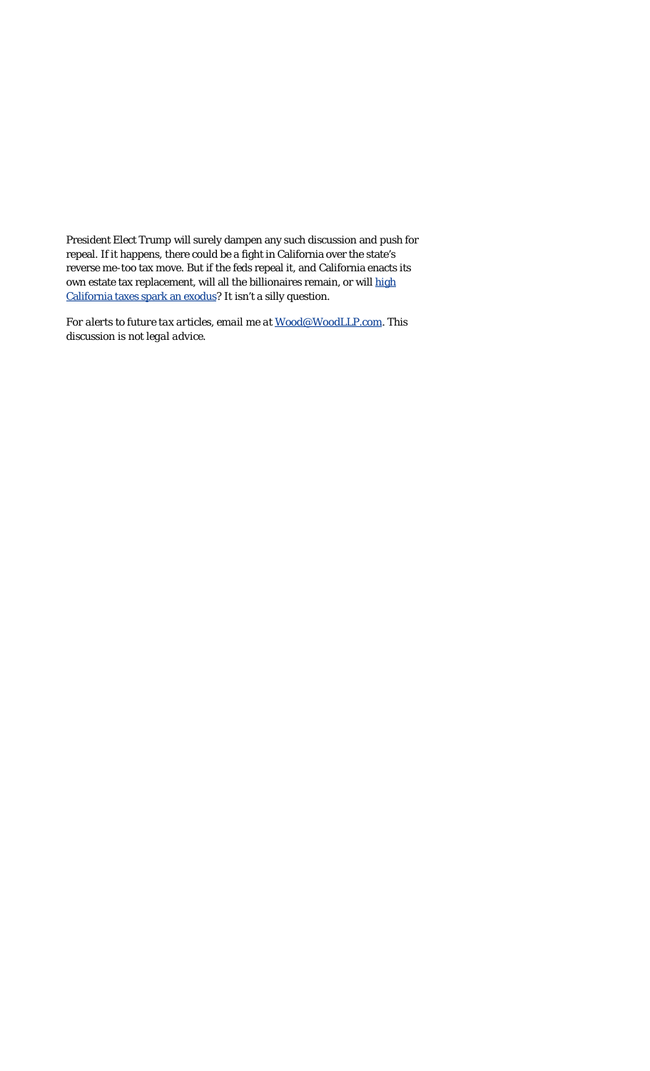President Elect Trump will surely dampen any such discussion and push for repeal. If it happens, there could be a fight in California over the state's reverse me-too tax move. But if the feds repeal it, and California enacts its own estate tax replacement, will all the billionaires remain, or will [high California taxes spark an exodus]? It isn't a silly question.

*For alerts to future tax articles, email me at* [Wood@WoodLLP.com]. *This discussion is not legal advice.*